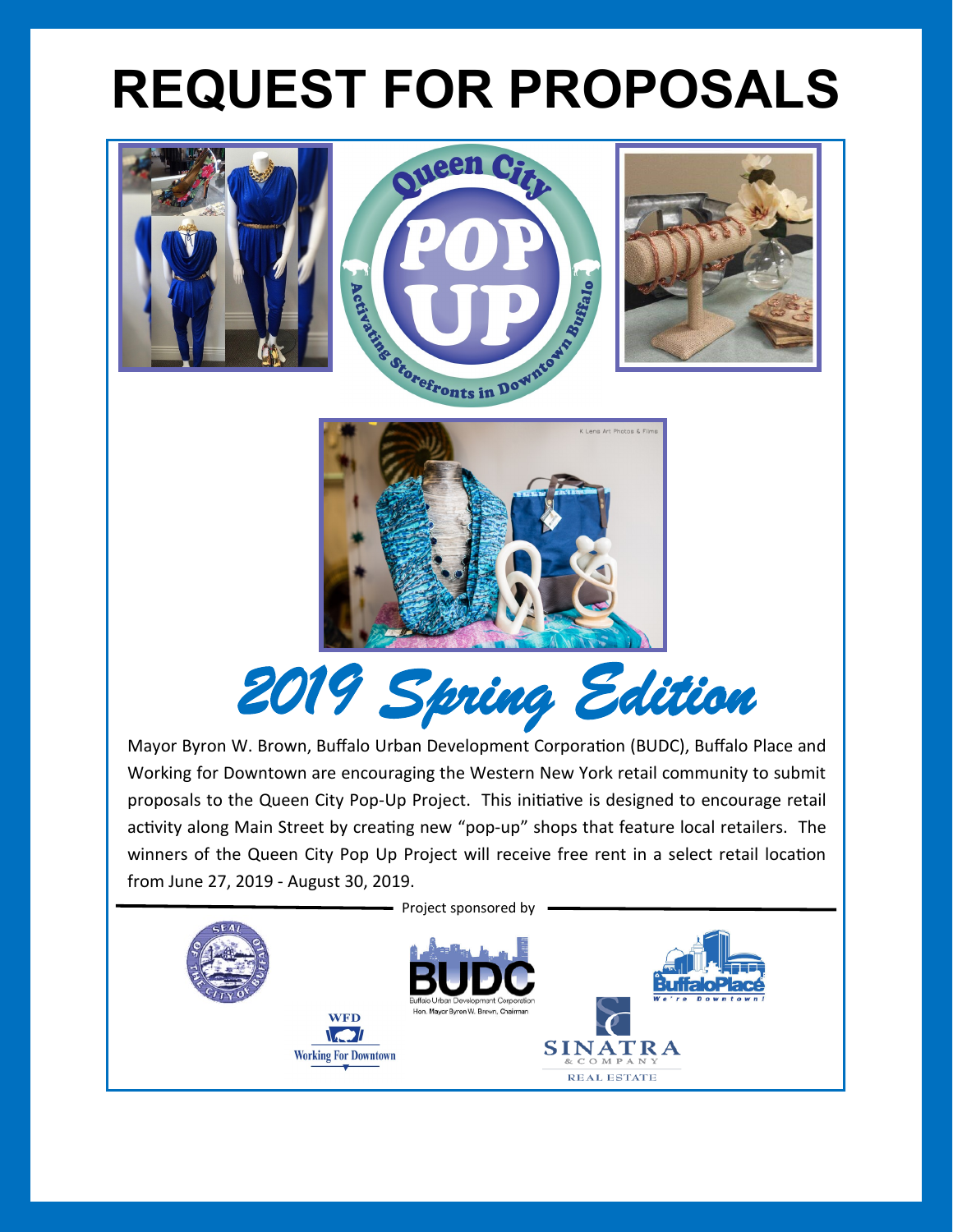# REQUEST FOR PROPOSALS

## *2019 Spring Edition*

Mayor Byron W. Brown, Buffalo Urban Development Corporation (BUDC), Buffalo Place and Working for Downtown are encouraging the Western New York retail community to submit proposals to the Queen City Pop-Up Project. This initiative is designed to encourage retail activity along Main Street by creating new "pop-up" shops that feature local retailers. The winners of the Queen City Pop Up Project will receive free rent in a select retail location from June 27, 2019 - August 30, 2019.

Project sponsored by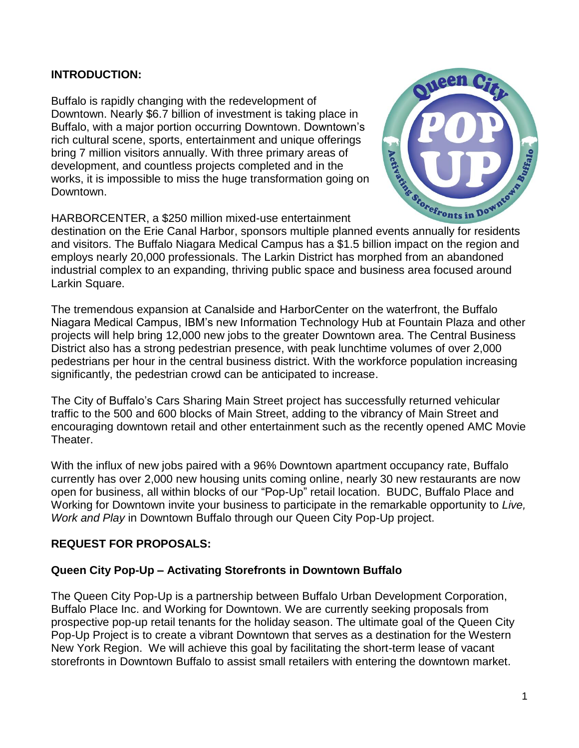## INTRODUCTION:

Buffalo is rapidly changing with the redevelopment of Downtown. Nearly $6.7 billion of investment is taking place in Buffalo, with a major portion occurring Downtown. Downtown's rich cultural scene, sports, entertainment and unique offerings bring 7 million visitors annually. With three primary areas of development, and countless projects completed and in the works, it is impossible to miss the huge transformation going on Downtown.

HARBORCENTER, a $250 million mixed-use entertainment destination on the Erie Canal Harbor, sponsors multiple planned events annually for residents and visitors. The Buffalo Niagara Medical Campus has a $1.5 billion impact on the region and employs nearly 20,000 professionals. The Larkin District has morphed from an abandoned industrial complex to an expanding, thriving public space and business area focused around Larkin Square.

The tremendous expansion at Canalside and HarborCenter on the waterfront, the Buffalo Niagara Medical Campus, IBM's new Information Technology Hub at Fountain Plaza and other projects will help bring 12,000 new jobs to the greater Downtown area. The Central Business District also has a strong pedestrian presence, with peak lunchtime volumes of over 2,000 pedestrians per hour in the central business district. With the workforce population increasing significantly, the pedestrian crowd can be anticipated to increase.

The City of Buffalo's Cars Sharing Main Street project has successfully returned vehicular traffic to the 500 and 600 blocks of Main Street, adding to the vibrancy of Main Street and encouraging downtown retail and other entertainment such as the recently opened AMC Movie Theater.

With the influx of new jobs paired with a 96% Downtown apartment occupancy rate, Buffalo currently has over 2,000 new housing units coming online, nearly 30 new restaurants are now open for business, all within blocks of our "Pop-Up" retail location. BUDC, Buffalo Place and Working for Downtown invite your business to participate in the remarkable opportunity to *Live, Work and Play* in Downtown Buffalo through our Queen City Pop-Up project.

## REQUEST FOR PROPOSALS:

### Queen City Pop-Up – Activating Storefronts in Downtown Buffalo

The Queen City Pop-Up is a partnership between Buffalo Urban Development Corporation, Buffalo Place Inc. and Working for Downtown. We are currently seeking proposals from prospective pop-up retail tenants for the holiday season. The ultimate goal of the Queen City Pop-Up Project is to create a vibrant Downtown that serves as a destination for the Western New York Region. We will achieve this goal by facilitating the short-term lease of vacant storefronts in Downtown Buffalo to assist small retailers with entering the downtown market.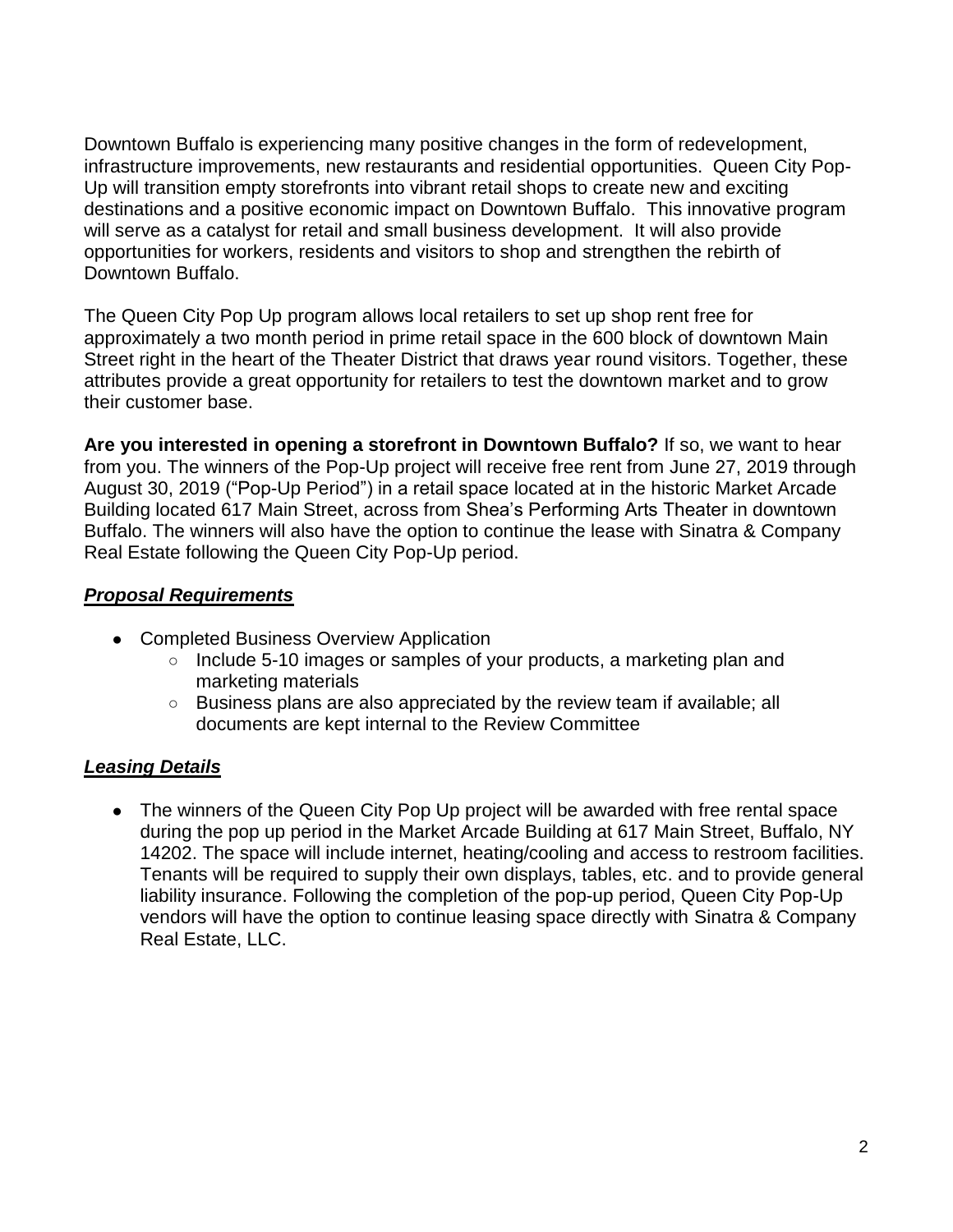Downtown Buffalo is experiencing many positive changes in the form of redevelopment, infrastructure improvements, new restaurants and residential opportunities. Queen City Pop-Up will transition empty storefronts into vibrant retail shops to create new and exciting destinations and a positive economic impact on Downtown Buffalo. This innovative program will serve as a catalyst for retail and small business development. It will also provide opportunities for workers, residents and visitors to shop and strengthen the rebirth of Downtown Buffalo.

The Queen City Pop Up program allows local retailers to set up shop rent free for approximately a two month period in prime retail space in the 600 block of downtown Main Street right in the heart of the Theater District that draws year round visitors. Together, these attributes provide a great opportunity for retailers to test the downtown market and to grow their customer base.

**Are you interested in opening a storefront in Downtown Buffalo?** If so, we want to hear from you. The winners of the Pop-Up project will receive free rent from June 27, 2019 through August 30, 2019 ("Pop-Up Period") in a retail space located at in the historic Market Arcade Building located 617 Main Street, across from Shea's Performing Arts Theater in downtown Buffalo. The winners will also have the option to continue the lease with Sinatra & Company Real Estate following the Queen City Pop-Up period.

## ***Proposal Requirements***

- Completed Business Overview Application
  - Include 5-10 images or samples of your products, a marketing plan and marketing materials
  - Business plans are also appreciated by the review team if available; all documents are kept internal to the Review Committee

## ***Leasing Details***

- The winners of the Queen City Pop Up project will be awarded with free rental space during the pop up period in the Market Arcade Building at 617 Main Street, Buffalo, NY 14202. The space will include internet, heating/cooling and access to restroom facilities. Tenants will be required to supply their own displays, tables, etc. and to provide general liability insurance. Following the completion of the pop-up period, Queen City Pop-Up vendors will have the option to continue leasing space directly with Sinatra & Company Real Estate, LLC.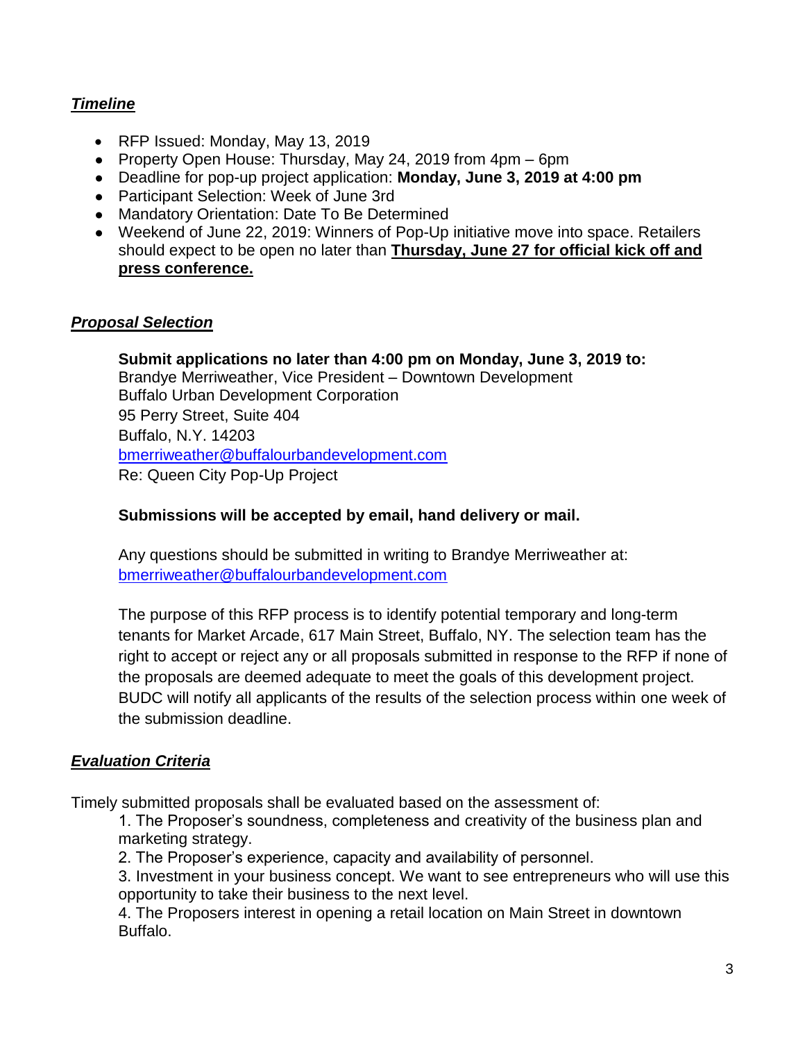## ***Timeline***

- RFP Issued: Monday, May 13, 2019
- Property Open House: Thursday, May 24, 2019 from 4pm – 6pm
- Deadline for pop-up project application: **Monday, June 3, 2019 at 4:00 pm**
- Participant Selection: Week of June 3rd
- Mandatory Orientation: Date To Be Determined
- Weekend of June 22, 2019: Winners of Pop-Up initiative move into space. Retailers should expect to be open no later than **Thursday, June 27 for official kick off and press conference.**

## ***Proposal Selection***

**Submit applications no later than 4:00 pm on Monday, June 3, 2019 to:**
Brandye Merriweather, Vice President – Downtown Development
Buffalo Urban Development Corporation
95 Perry Street, Suite 404
Buffalo, N.Y. 14203
bmerriweather@buffalourbandevelopment.com
Re: Queen City Pop-Up Project

**Submissions will be accepted by email, hand delivery or mail.**

Any questions should be submitted in writing to Brandye Merriweather at:
bmerriweather@buffalourbandevelopment.com

The purpose of this RFP process is to identify potential temporary and long-term tenants for Market Arcade, 617 Main Street, Buffalo, NY. The selection team has the right to accept or reject any or all proposals submitted in response to the RFP if none of the proposals are deemed adequate to meet the goals of this development project. BUDC will notify all applicants of the results of the selection process within one week of the submission deadline.

## ***Evaluation Criteria***

Timely submitted proposals shall be evaluated based on the assessment of:

1. The Proposer's soundness, completeness and creativity of the business plan and marketing strategy.
2. The Proposer's experience, capacity and availability of personnel.
3. Investment in your business concept. We want to see entrepreneurs who will use this opportunity to take their business to the next level.
4. The Proposers interest in opening a retail location on Main Street in downtown Buffalo.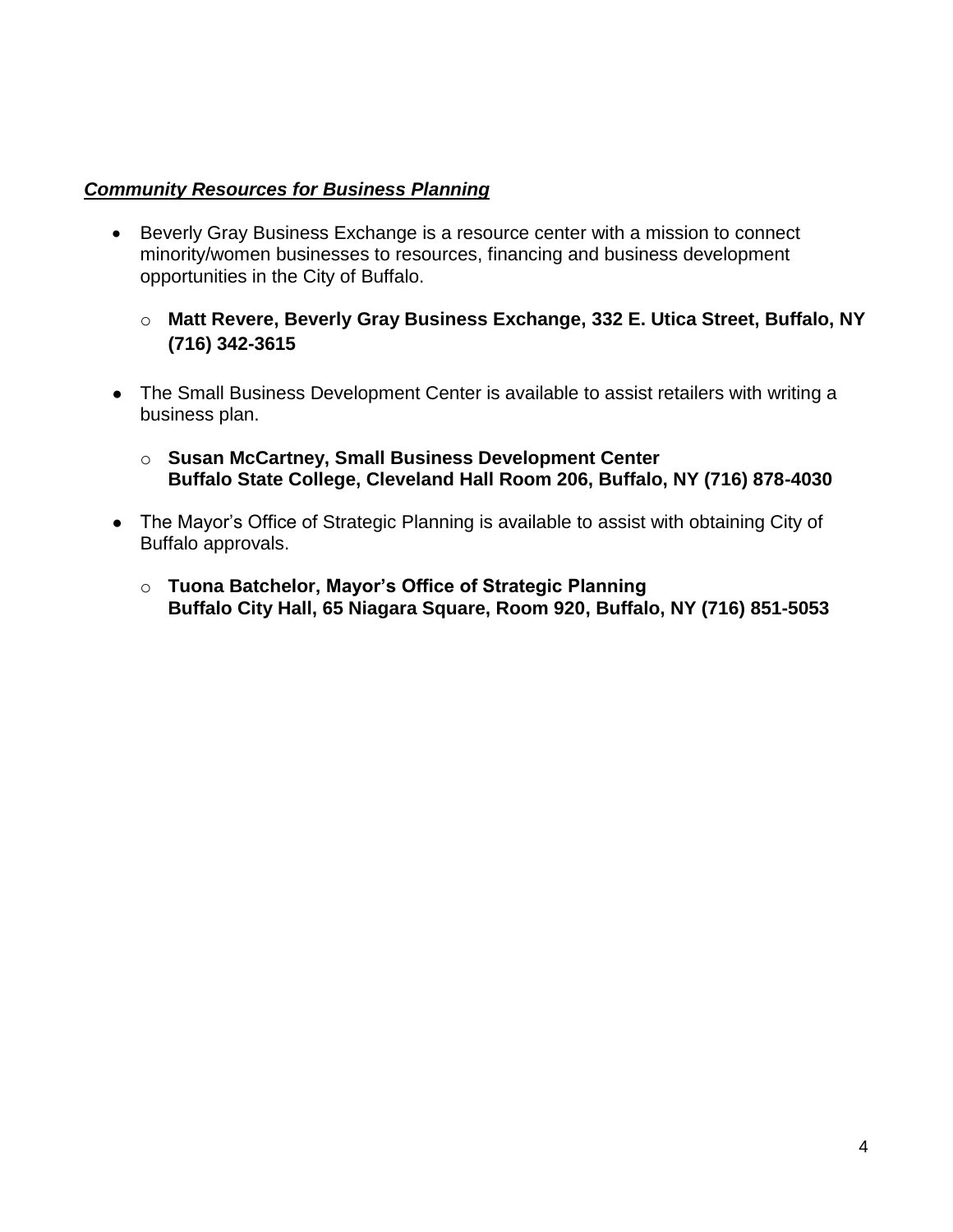***Community Resources for Business Planning***

- Beverly Gray Business Exchange is a resource center with a mission to connect minority/women businesses to resources, financing and business development opportunities in the City of Buffalo.
  - **Matt Revere, Beverly Gray Business Exchange, 332 E. Utica Street, Buffalo, NY (716) 342-3615**

- The Small Business Development Center is available to assist retailers with writing a business plan.
  - **Susan McCartney, Small Business Development Center**  
    **Buffalo State College, Cleveland Hall Room 206, Buffalo, NY (716) 878-4030**

- The Mayor's Office of Strategic Planning is available to assist with obtaining City of Buffalo approvals.
  - **Tuona Batchelor, Mayor's Office of Strategic Planning**  
    **Buffalo City Hall, 65 Niagara Square, Room 920, Buffalo, NY (716) 851-5053**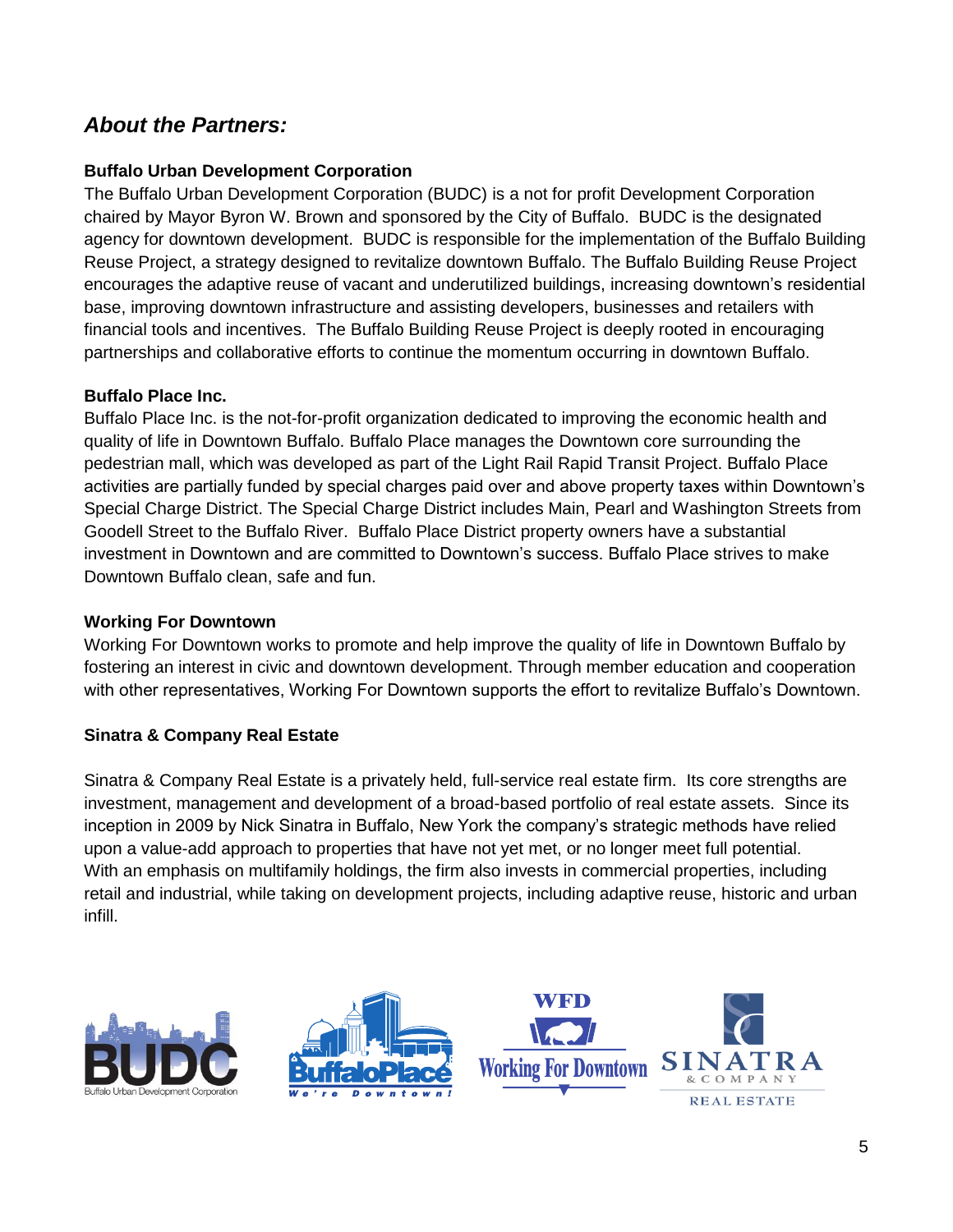## *About the Partners:*

**Buffalo Urban Development Corporation**

The Buffalo Urban Development Corporation (BUDC) is a not for profit Development Corporation chaired by Mayor Byron W. Brown and sponsored by the City of Buffalo. BUDC is the designated agency for downtown development. BUDC is responsible for the implementation of the Buffalo Building Reuse Project, a strategy designed to revitalize downtown Buffalo. The Buffalo Building Reuse Project encourages the adaptive reuse of vacant and underutilized buildings, increasing downtown's residential base, improving downtown infrastructure and assisting developers, businesses and retailers with financial tools and incentives. The Buffalo Building Reuse Project is deeply rooted in encouraging partnerships and collaborative efforts to continue the momentum occurring in downtown Buffalo.

**Buffalo Place Inc.**

Buffalo Place Inc. is the not-for-profit organization dedicated to improving the economic health and quality of life in Downtown Buffalo. Buffalo Place manages the Downtown core surrounding the pedestrian mall, which was developed as part of the Light Rail Rapid Transit Project. Buffalo Place activities are partially funded by special charges paid over and above property taxes within Downtown's Special Charge District. The Special Charge District includes Main, Pearl and Washington Streets from Goodell Street to the Buffalo River. Buffalo Place District property owners have a substantial investment in Downtown and are committed to Downtown's success. Buffalo Place strives to make Downtown Buffalo clean, safe and fun.

**Working For Downtown**

Working For Downtown works to promote and help improve the quality of life in Downtown Buffalo by fostering an interest in civic and downtown development. Through member education and cooperation with other representatives, Working For Downtown supports the effort to revitalize Buffalo's Downtown.

**Sinatra & Company Real Estate**

Sinatra & Company Real Estate is a privately held, full-service real estate firm. Its core strengths are investment, management and development of a broad-based portfolio of real estate assets. Since its inception in 2009 by Nick Sinatra in Buffalo, New York the company's strategic methods have relied upon a value-add approach to properties that have not yet met, or no longer meet full potential. With an emphasis on multifamily holdings, the firm also invests in commercial properties, including retail and industrial, while taking on development projects, including adaptive reuse, historic and urban infill.

BUDC Buffalo Urban Development Corporation | BuffaloPlace We're Downtown! | WFD Working For Downtown | SINATRA & COMPANY REAL ESTATE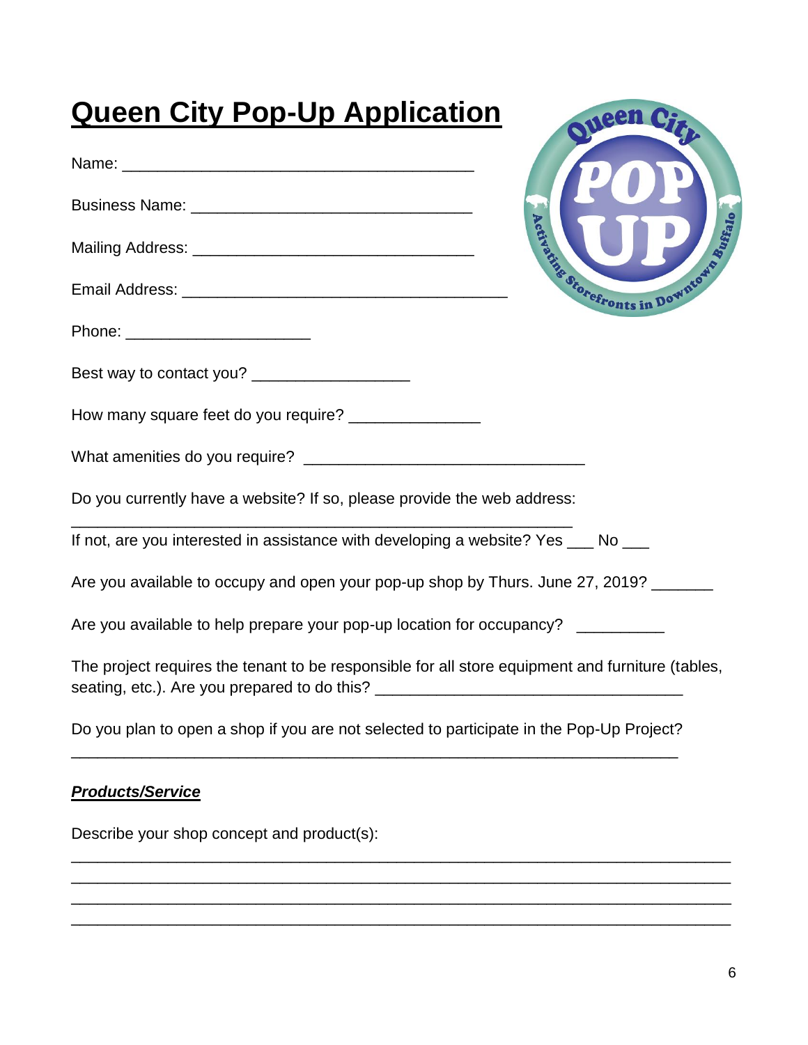# Queen City Pop-Up Application

Name: ________________________________________

Business Name: ________________________________

Mailing Address: _______________________________

Email Address: ____________________________________

Phone: _____________________

Best way to contact you? __________________

How many square feet do you require? _______________

What amenities do you require? ________________________________

Do you currently have a website? If so, please provide the web address:

_________________________________________________________

If not, are you interested in assistance with developing a website? Yes ___ No ___

Are you available to occupy and open your pop-up shop by Thurs. June 27, 2019? _______

Are you available to help prepare your pop-up location for occupancy? __________

The project requires the tenant to be responsible for all store equipment and furniture (tables, seating, etc.). Are you prepared to do this? ___________________________________

Do you plan to open a shop if you are not selected to participate in the Pop-Up Project?

______________________________________________________________________

***Products/Service***

Describe your shop concept and product(s):

___________________________________________________________________________

___________________________________________________________________________

___________________________________________________________________________

___________________________________________________________________________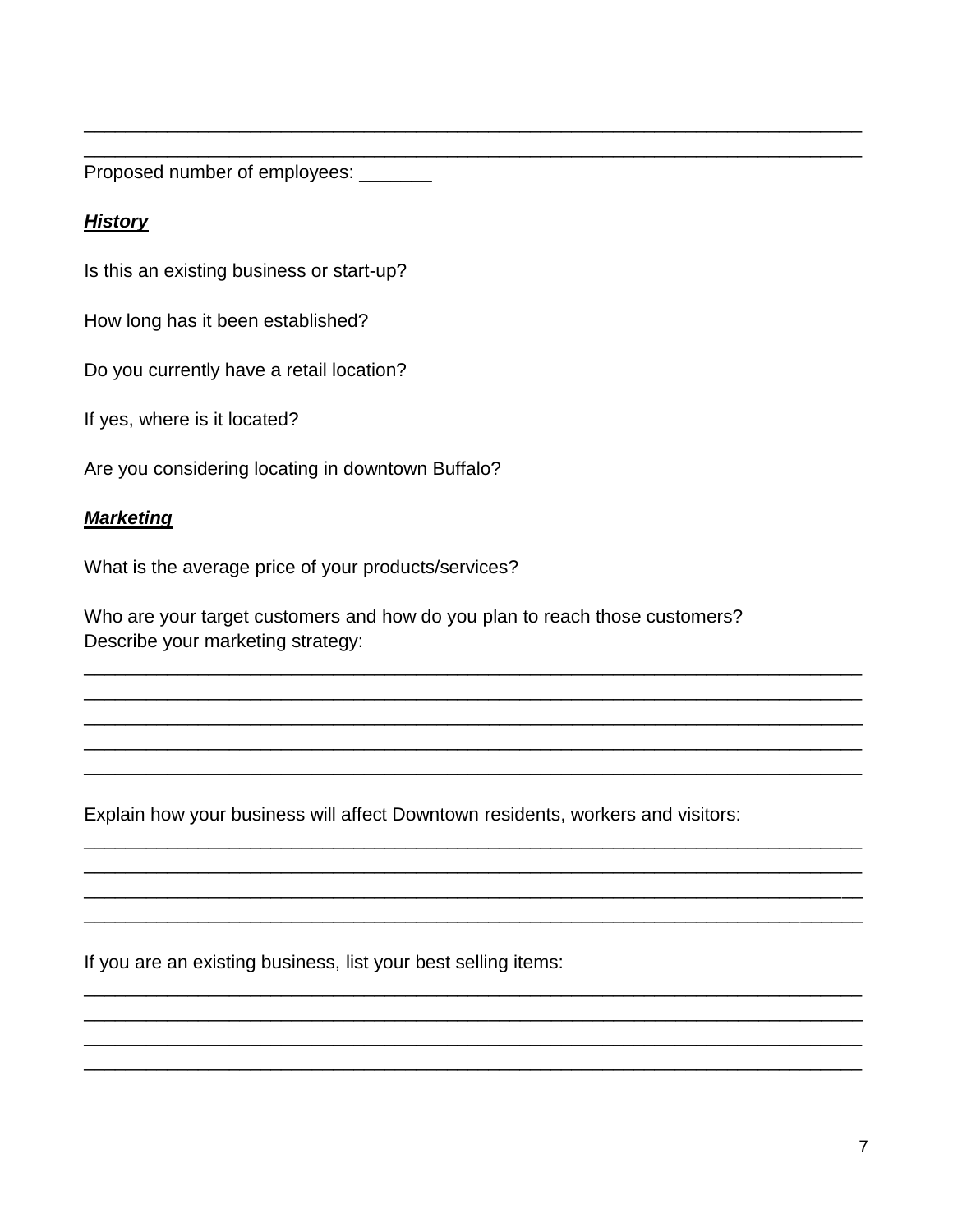\_\_\_\_\_\_\_\_\_\_\_\_\_\_\_\_\_\_\_\_\_\_\_\_\_\_\_\_\_\_\_\_\_\_\_\_\_\_\_\_\_\_\_\_\_\_\_\_\_\_\_\_\_\_\_\_\_\_\_\_\_\_\_\_\_\_\_\_\_\_\_\_\_\_\_\_

\_\_\_\_\_\_\_\_\_\_\_\_\_\_\_\_\_\_\_\_\_\_\_\_\_\_\_\_\_\_\_\_\_\_\_\_\_\_\_\_\_\_\_\_\_\_\_\_\_\_\_\_\_\_\_\_\_\_\_\_\_\_\_\_\_\_\_\_\_\_\_\_\_\_\_\_

Proposed number of employees: \_\_\_\_\_\_\_

***History***

Is this an existing business or start-up?

How long has it been established?

Do you currently have a retail location?

If yes, where is it located?

Are you considering locating in downtown Buffalo?

***Marketing***

What is the average price of your products/services?

Who are your target customers and how do you plan to reach those customers?
Describe your marketing strategy:

\_\_\_\_\_\_\_\_\_\_\_\_\_\_\_\_\_\_\_\_\_\_\_\_\_\_\_\_\_\_\_\_\_\_\_\_\_\_\_\_\_\_\_\_\_\_\_\_\_\_\_\_\_\_\_\_\_\_\_\_\_\_\_\_\_\_\_\_\_\_\_\_\_\_\_\_

\_\_\_\_\_\_\_\_\_\_\_\_\_\_\_\_\_\_\_\_\_\_\_\_\_\_\_\_\_\_\_\_\_\_\_\_\_\_\_\_\_\_\_\_\_\_\_\_\_\_\_\_\_\_\_\_\_\_\_\_\_\_\_\_\_\_\_\_\_\_\_\_\_\_\_\_

\_\_\_\_\_\_\_\_\_\_\_\_\_\_\_\_\_\_\_\_\_\_\_\_\_\_\_\_\_\_\_\_\_\_\_\_\_\_\_\_\_\_\_\_\_\_\_\_\_\_\_\_\_\_\_\_\_\_\_\_\_\_\_\_\_\_\_\_\_\_\_\_\_\_\_\_

\_\_\_\_\_\_\_\_\_\_\_\_\_\_\_\_\_\_\_\_\_\_\_\_\_\_\_\_\_\_\_\_\_\_\_\_\_\_\_\_\_\_\_\_\_\_\_\_\_\_\_\_\_\_\_\_\_\_\_\_\_\_\_\_\_\_\_\_\_\_\_\_\_\_\_\_

\_\_\_\_\_\_\_\_\_\_\_\_\_\_\_\_\_\_\_\_\_\_\_\_\_\_\_\_\_\_\_\_\_\_\_\_\_\_\_\_\_\_\_\_\_\_\_\_\_\_\_\_\_\_\_\_\_\_\_\_\_\_\_\_\_\_\_\_\_\_\_\_\_\_\_\_

Explain how your business will affect Downtown residents, workers and visitors:

\_\_\_\_\_\_\_\_\_\_\_\_\_\_\_\_\_\_\_\_\_\_\_\_\_\_\_\_\_\_\_\_\_\_\_\_\_\_\_\_\_\_\_\_\_\_\_\_\_\_\_\_\_\_\_\_\_\_\_\_\_\_\_\_\_\_\_\_\_\_\_\_\_\_\_\_

\_\_\_\_\_\_\_\_\_\_\_\_\_\_\_\_\_\_\_\_\_\_\_\_\_\_\_\_\_\_\_\_\_\_\_\_\_\_\_\_\_\_\_\_\_\_\_\_\_\_\_\_\_\_\_\_\_\_\_\_\_\_\_\_\_\_\_\_\_\_\_\_\_\_\_\_

\_\_\_\_\_\_\_\_\_\_\_\_\_\_\_\_\_\_\_\_\_\_\_\_\_\_\_\_\_\_\_\_\_\_\_\_\_\_\_\_\_\_\_\_\_\_\_\_\_\_\_\_\_\_\_\_\_\_\_\_\_\_\_\_\_\_\_\_\_\_\_\_\_\_\_\_

\_\_\_\_\_\_\_\_\_\_\_\_\_\_\_\_\_\_\_\_\_\_\_\_\_\_\_\_\_\_\_\_\_\_\_\_\_\_\_\_\_\_\_\_\_\_\_\_\_\_\_\_\_\_\_\_\_\_\_\_\_\_\_\_\_\_\_\_\_\_\_\_\_\_\_\_

If you are an existing business, list your best selling items:

\_\_\_\_\_\_\_\_\_\_\_\_\_\_\_\_\_\_\_\_\_\_\_\_\_\_\_\_\_\_\_\_\_\_\_\_\_\_\_\_\_\_\_\_\_\_\_\_\_\_\_\_\_\_\_\_\_\_\_\_\_\_\_\_\_\_\_\_\_\_\_\_\_\_\_\_

\_\_\_\_\_\_\_\_\_\_\_\_\_\_\_\_\_\_\_\_\_\_\_\_\_\_\_\_\_\_\_\_\_\_\_\_\_\_\_\_\_\_\_\_\_\_\_\_\_\_\_\_\_\_\_\_\_\_\_\_\_\_\_\_\_\_\_\_\_\_\_\_\_\_\_\_

\_\_\_\_\_\_\_\_\_\_\_\_\_\_\_\_\_\_\_\_\_\_\_\_\_\_\_\_\_\_\_\_\_\_\_\_\_\_\_\_\_\_\_\_\_\_\_\_\_\_\_\_\_\_\_\_\_\_\_\_\_\_\_\_\_\_\_\_\_\_\_\_\_\_\_\_

\_\_\_\_\_\_\_\_\_\_\_\_\_\_\_\_\_\_\_\_\_\_\_\_\_\_\_\_\_\_\_\_\_\_\_\_\_\_\_\_\_\_\_\_\_\_\_\_\_\_\_\_\_\_\_\_\_\_\_\_\_\_\_\_\_\_\_\_\_\_\_\_\_\_\_\_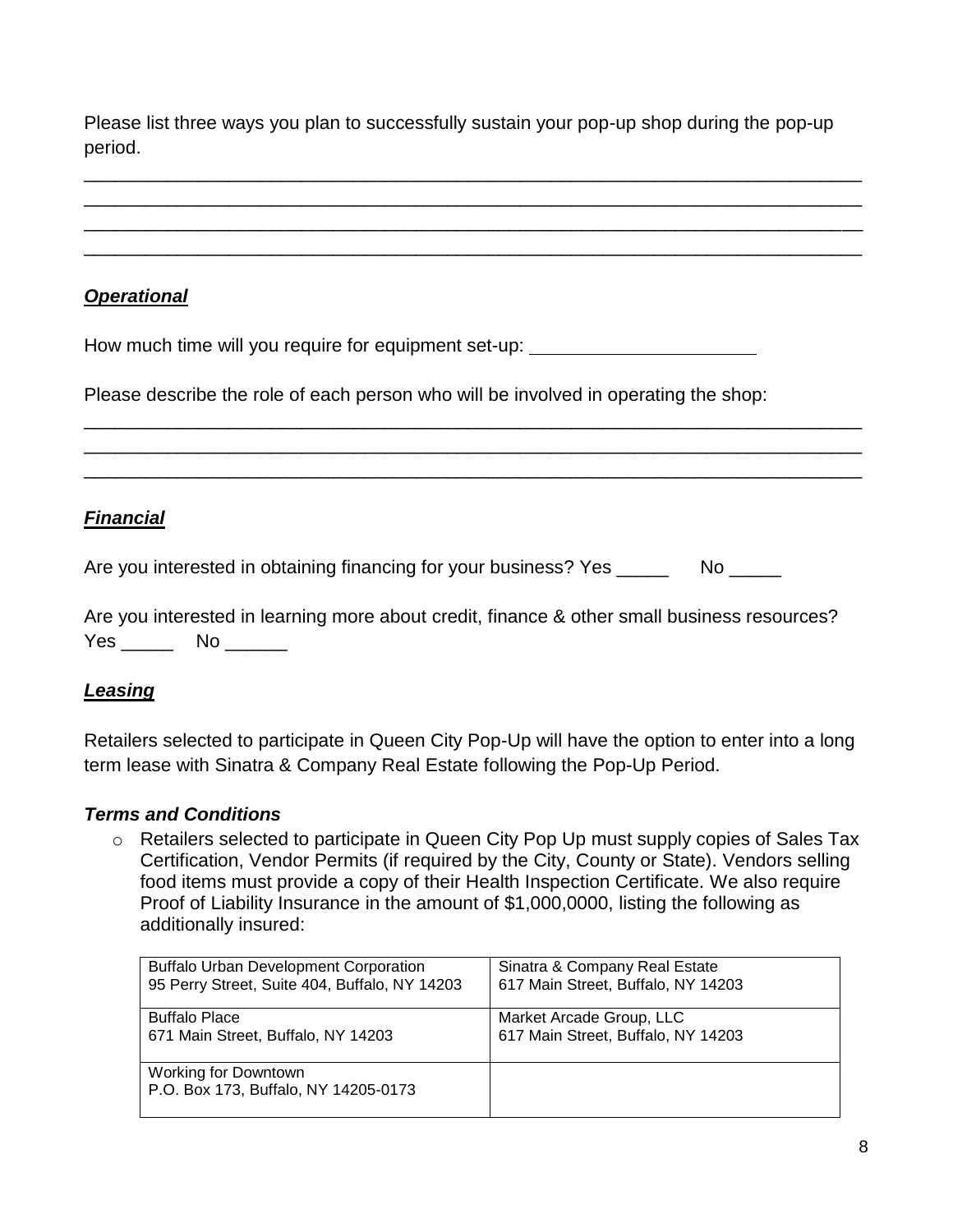Please list three ways you plan to successfully sustain your pop-up shop during the pop-up period.

_____________________________________________________________________________
_____________________________________________________________________________
_____________________________________________________________________________
_____________________________________________________________________________

## ***Operational***

How much time will you require for equipment set-up: ______________________

Please describe the role of each person who will be involved in operating the shop:

_____________________________________________________________________________
_____________________________________________________________________________
_____________________________________________________________________________

## ***Financial***

Are you interested in obtaining financing for your business? Yes _____ No _____

Are you interested in learning more about credit, finance & other small business resources? Yes _____ No ______

## ***Leasing***

Retailers selected to participate in Queen City Pop-Up will have the option to enter into a long term lease with Sinatra & Company Real Estate following the Pop-Up Period.

### ***Terms and Conditions***

- Retailers selected to participate in Queen City Pop Up must supply copies of Sales Tax Certification, Vendor Permits (if required by the City, County or State). Vendors selling food items must provide a copy of their Health Inspection Certificate. We also require Proof of Liability Insurance in the amount of $1,000,0000, listing the following as additionally insured:

| | |
|---|---|
| Buffalo Urban Development Corporation<br>95 Perry Street, Suite 404, Buffalo, NY 14203 | Sinatra & Company Real Estate<br>617 Main Street, Buffalo, NY 14203 |
| Buffalo Place<br>671 Main Street, Buffalo, NY 14203 | Market Arcade Group, LLC<br>617 Main Street, Buffalo, NY 14203 |
| Working for Downtown<br>P.O. Box 173, Buffalo, NY 14205-0173 | |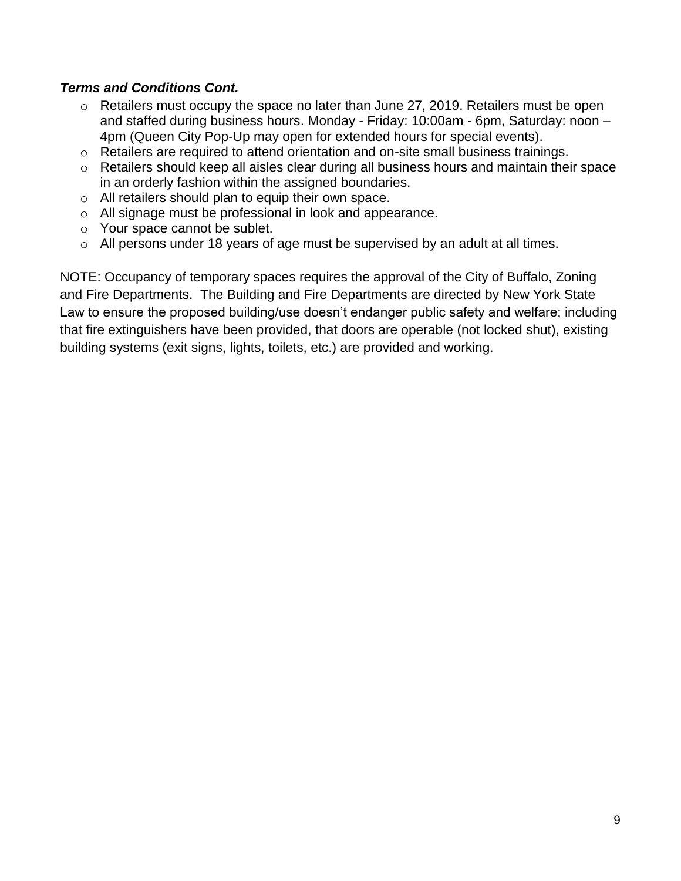***Terms and Conditions Cont.***

- Retailers must occupy the space no later than June 27, 2019. Retailers must be open and staffed during business hours. Monday - Friday: 10:00am - 6pm, Saturday: noon – 4pm (Queen City Pop-Up may open for extended hours for special events).
- Retailers are required to attend orientation and on-site small business trainings.
- Retailers should keep all aisles clear during all business hours and maintain their space in an orderly fashion within the assigned boundaries.
- All retailers should plan to equip their own space.
- All signage must be professional in look and appearance.
- Your space cannot be sublet.
- All persons under 18 years of age must be supervised by an adult at all times.

NOTE: Occupancy of temporary spaces requires the approval of the City of Buffalo, Zoning and Fire Departments. The Building and Fire Departments are directed by New York State Law to ensure the proposed building/use doesn't endanger public safety and welfare; including that fire extinguishers have been provided, that doors are operable (not locked shut), existing building systems (exit signs, lights, toilets, etc.) are provided and working.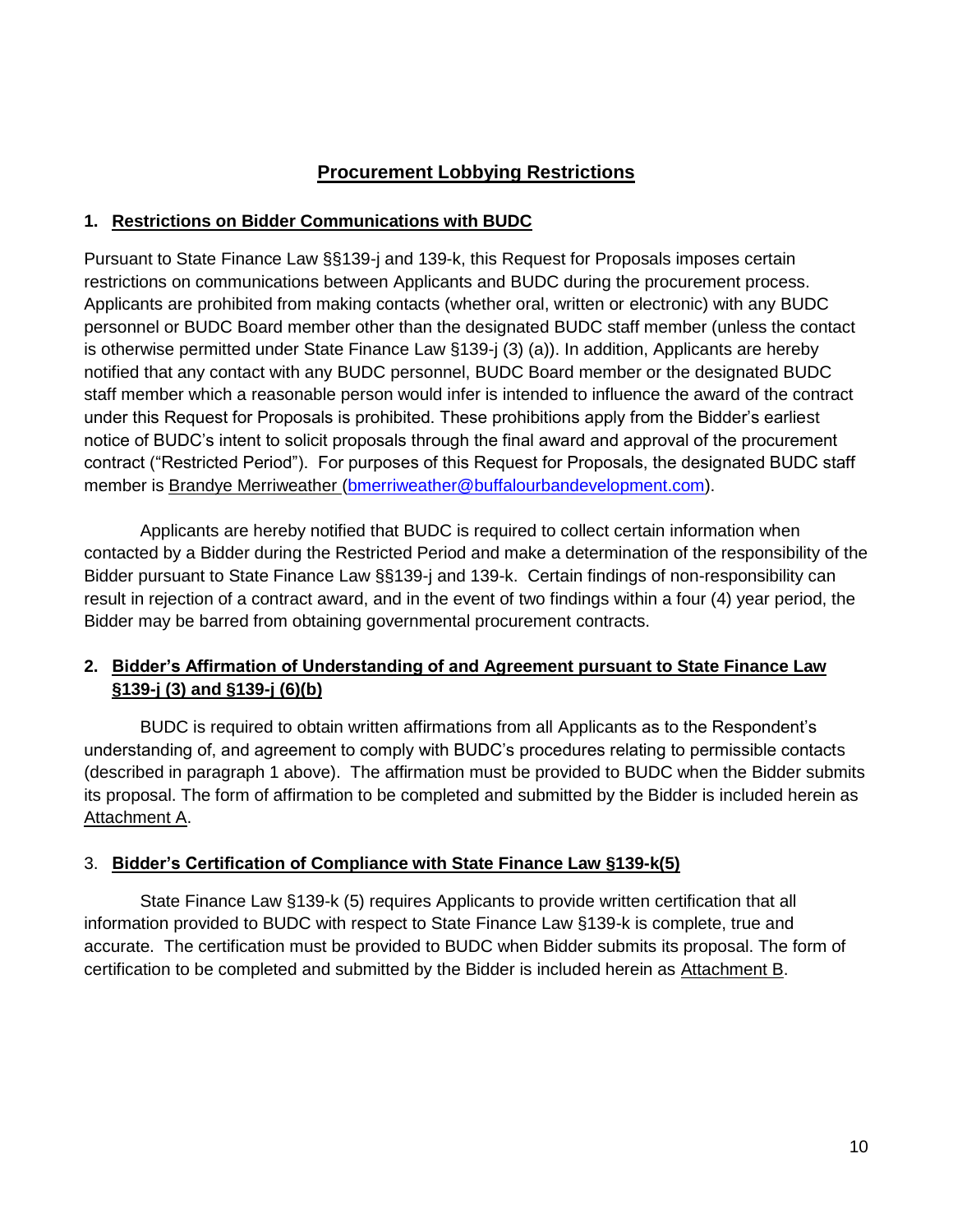## Procurement Lobbying Restrictions

### 1. Restrictions on Bidder Communications with BUDC

Pursuant to State Finance Law §§139-j and 139-k, this Request for Proposals imposes certain restrictions on communications between Applicants and BUDC during the procurement process. Applicants are prohibited from making contacts (whether oral, written or electronic) with any BUDC personnel or BUDC Board member other than the designated BUDC staff member (unless the contact is otherwise permitted under State Finance Law §139-j (3) (a)). In addition, Applicants are hereby notified that any contact with any BUDC personnel, BUDC Board member or the designated BUDC staff member which a reasonable person would infer is intended to influence the award of the contract under this Request for Proposals is prohibited. These prohibitions apply from the Bidder's earliest notice of BUDC's intent to solicit proposals through the final award and approval of the procurement contract ("Restricted Period"). For purposes of this Request for Proposals, the designated BUDC staff member is Brandye Merriweather (bmerriweather@buffalourbandevelopment.com).

Applicants are hereby notified that BUDC is required to collect certain information when contacted by a Bidder during the Restricted Period and make a determination of the responsibility of the Bidder pursuant to State Finance Law §§139-j and 139-k. Certain findings of non-responsibility can result in rejection of a contract award, and in the event of two findings within a four (4) year period, the Bidder may be barred from obtaining governmental procurement contracts.

### 2. Bidder's Affirmation of Understanding of and Agreement pursuant to State Finance Law §139-j (3) and §139-j (6)(b)

BUDC is required to obtain written affirmations from all Applicants as to the Respondent's understanding of, and agreement to comply with BUDC's procedures relating to permissible contacts (described in paragraph 1 above). The affirmation must be provided to BUDC when the Bidder submits its proposal. The form of affirmation to be completed and submitted by the Bidder is included herein as Attachment A.

### 3. Bidder's Certification of Compliance with State Finance Law §139-k(5)

State Finance Law §139-k (5) requires Applicants to provide written certification that all information provided to BUDC with respect to State Finance Law §139-k is complete, true and accurate. The certification must be provided to BUDC when Bidder submits its proposal. The form of certification to be completed and submitted by the Bidder is included herein as Attachment B.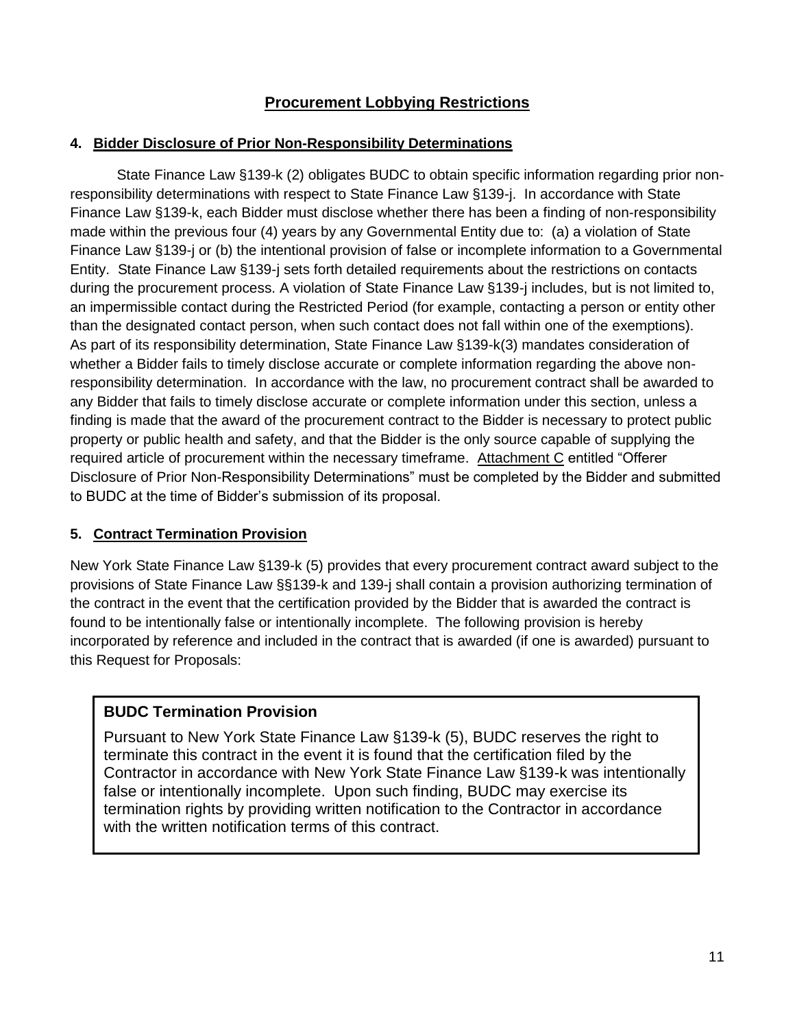# Procurement Lobbying Restrictions

## 4. Bidder Disclosure of Prior Non-Responsibility Determinations

State Finance Law §139-k (2) obligates BUDC to obtain specific information regarding prior non-responsibility determinations with respect to State Finance Law §139-j. In accordance with State Finance Law §139-k, each Bidder must disclose whether there has been a finding of non-responsibility made within the previous four (4) years by any Governmental Entity due to: (a) a violation of State Finance Law §139-j or (b) the intentional provision of false or incomplete information to a Governmental Entity. State Finance Law §139-j sets forth detailed requirements about the restrictions on contacts during the procurement process. A violation of State Finance Law §139-j includes, but is not limited to, an impermissible contact during the Restricted Period (for example, contacting a person or entity other than the designated contact person, when such contact does not fall within one of the exemptions). As part of its responsibility determination, State Finance Law §139-k(3) mandates consideration of whether a Bidder fails to timely disclose accurate or complete information regarding the above non-responsibility determination. In accordance with the law, no procurement contract shall be awarded to any Bidder that fails to timely disclose accurate or complete information under this section, unless a finding is made that the award of the procurement contract to the Bidder is necessary to protect public property or public health and safety, and that the Bidder is the only source capable of supplying the required article of procurement within the necessary timeframe. Attachment C entitled "Offerer Disclosure of Prior Non-Responsibility Determinations" must be completed by the Bidder and submitted to BUDC at the time of Bidder's submission of its proposal.

## 5. Contract Termination Provision

New York State Finance Law §139-k (5) provides that every procurement contract award subject to the provisions of State Finance Law §§139-k and 139-j shall contain a provision authorizing termination of the contract in the event that the certification provided by the Bidder that is awarded the contract is found to be intentionally false or intentionally incomplete. The following provision is hereby incorporated by reference and included in the contract that is awarded (if one is awarded) pursuant to this Request for Proposals:

**BUDC Termination Provision**

Pursuant to New York State Finance Law §139-k (5), BUDC reserves the right to terminate this contract in the event it is found that the certification filed by the Contractor in accordance with New York State Finance Law §139-k was intentionally false or intentionally incomplete. Upon such finding, BUDC may exercise its termination rights by providing written notification to the Contractor in accordance with the written notification terms of this contract.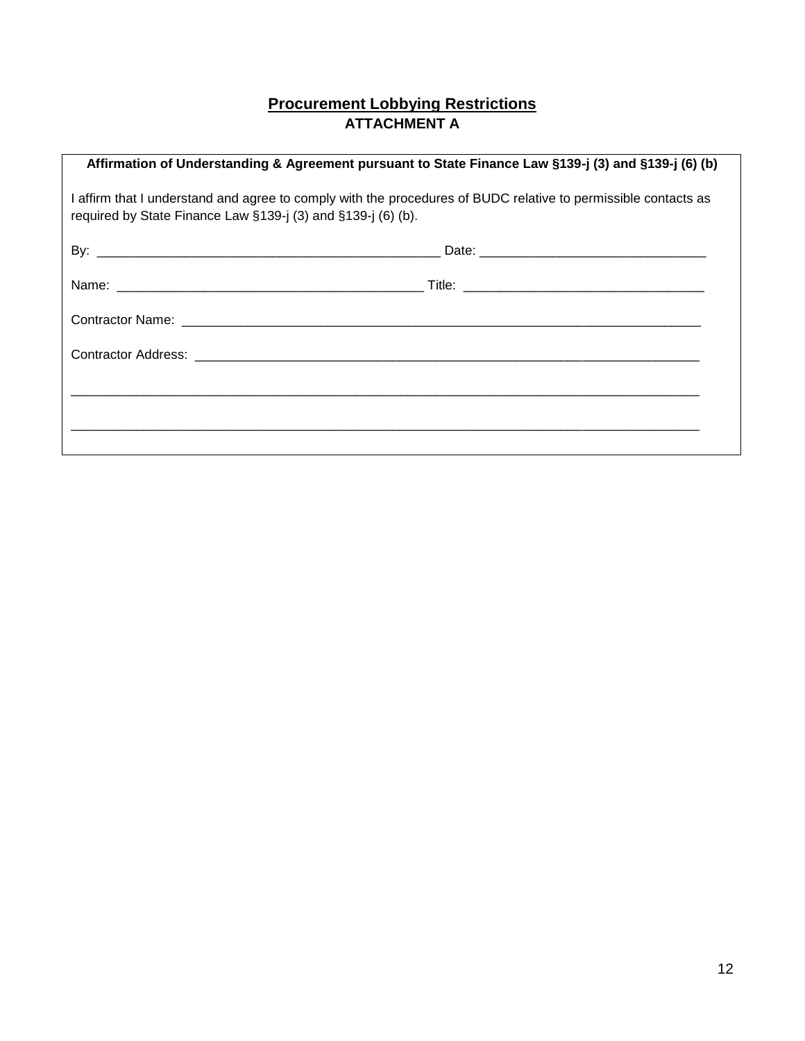## Procurement Lobbying Restrictions

**ATTACHMENT A**

**Affirmation of Understanding & Agreement pursuant to State Finance Law §139-j (3) and §139-j (6) (b)**

I affirm that I understand and agree to comply with the procedures of BUDC relative to permissible contacts as required by State Finance Law §139-j (3) and §139-j (6) (b).

By: _______________________________________________ Date: ______________________________

Name: __________________________________________ Title: ________________________________

Contractor Name: _______________________________________________________________________

Contractor Address: _____________________________________________________________________

_________________________________________________________________________________________

_________________________________________________________________________________________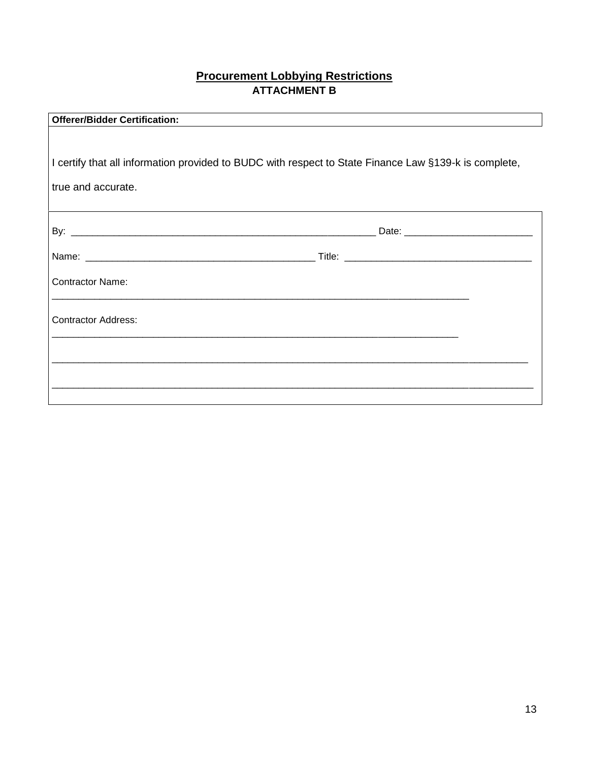## Procurement Lobbying Restrictions

**ATTACHMENT B**

**Offerer/Bidder Certification:**

I certify that all information provided to BUDC with respect to State Finance Law §139-k is complete, true and accurate.

By: ____________________________________________________________ Date: ________________________

Name: ____________________________________________ Title: ___________________________________

Contractor Name:
_________________________________________________________________________________

Contractor Address:
_______________________________________________________________________________

_____________________________________________________________________________________________

______________________________________________________________________________________________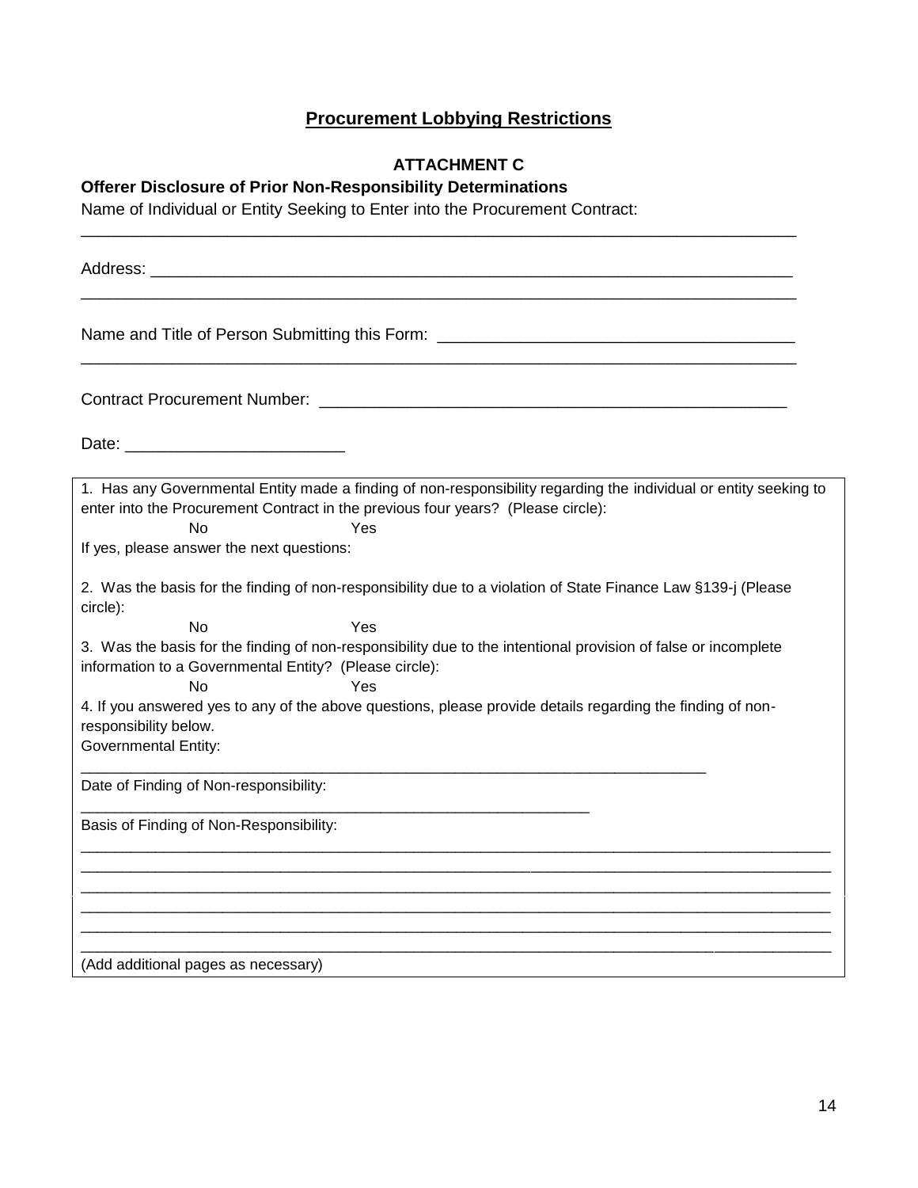## **Procurement Lobbying Restrictions**

### ATTACHMENT C

**Offerer Disclosure of Prior Non-Responsibility Determinations**

Name of Individual or Entity Seeking to Enter into the Procurement Contract:

_______________________________________________________________________________

Address: _______________________________________________________________________

_______________________________________________________________________________

Name and Title of Person Submitting this Form: _____________________________________

_______________________________________________________________________________

Contract Procurement Number: _________________________________________________

Date: _______________________

1. Has any Governmental Entity made a finding of non-responsibility regarding the individual or entity seeking to enter into the Procurement Contract in the previous four years? (Please circle):

No                Yes

If yes, please answer the next questions:

2. Was the basis for the finding of non-responsibility due to a violation of State Finance Law §139-j (Please circle):

No                Yes

3. Was the basis for the finding of non-responsibility due to the intentional provision of false or incomplete information to a Governmental Entity? (Please circle):

No                Yes

4. If you answered yes to any of the above questions, please provide details regarding the finding of non-responsibility below.

Governmental Entity:

_______________________________________________________________________________

Date of Finding of Non-responsibility:

_______________________________________________________________

Basis of Finding of Non-Responsibility:

_______________________________________________________________________________

_______________________________________________________________________________

_______________________________________________________________________________

_______________________________________________________________________________

_______________________________________________________________________________

_______________________________________________________________________________

(Add additional pages as necessary)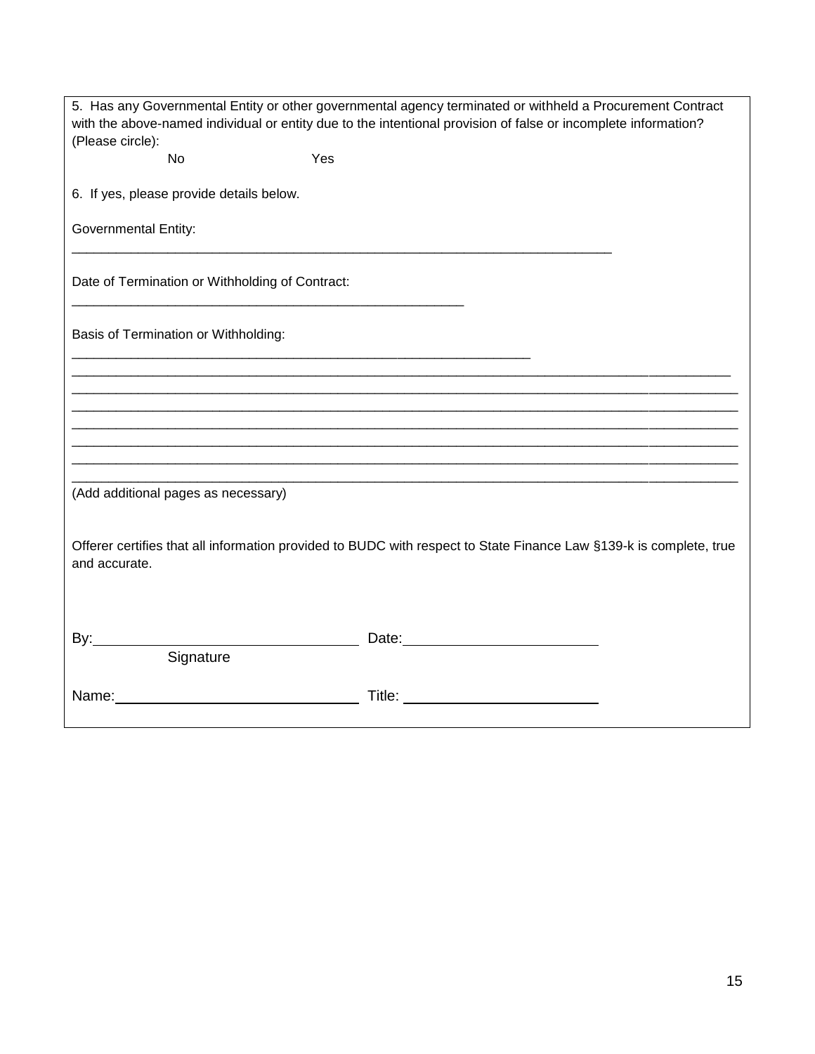5. Has any Governmental Entity or other governmental agency terminated or withheld a Procurement Contract with the above-named individual or entity due to the intentional provision of false or incomplete information? (Please circle):

No Yes

6. If yes, please provide details below.

Governmental Entity:

___________________________________________________________________________

Date of Termination or Withholding of Contract:

______________________________________________________

Basis of Termination or Withholding:

________________________________________________________________
_____________________________________________________________________________________________
_____________________________________________________________________________________________
_____________________________________________________________________________________________
_____________________________________________________________________________________________
_____________________________________________________________________________________________
_____________________________________________________________________________________________
_____________________________________________________________________________________________

(Add additional pages as necessary)

Offerer certifies that all information provided to BUDC with respect to State Finance Law §139-k is complete, true and accurate.

By:________________________________ Date:__________________________
Signature

Name:______________________________ Title: __________________________